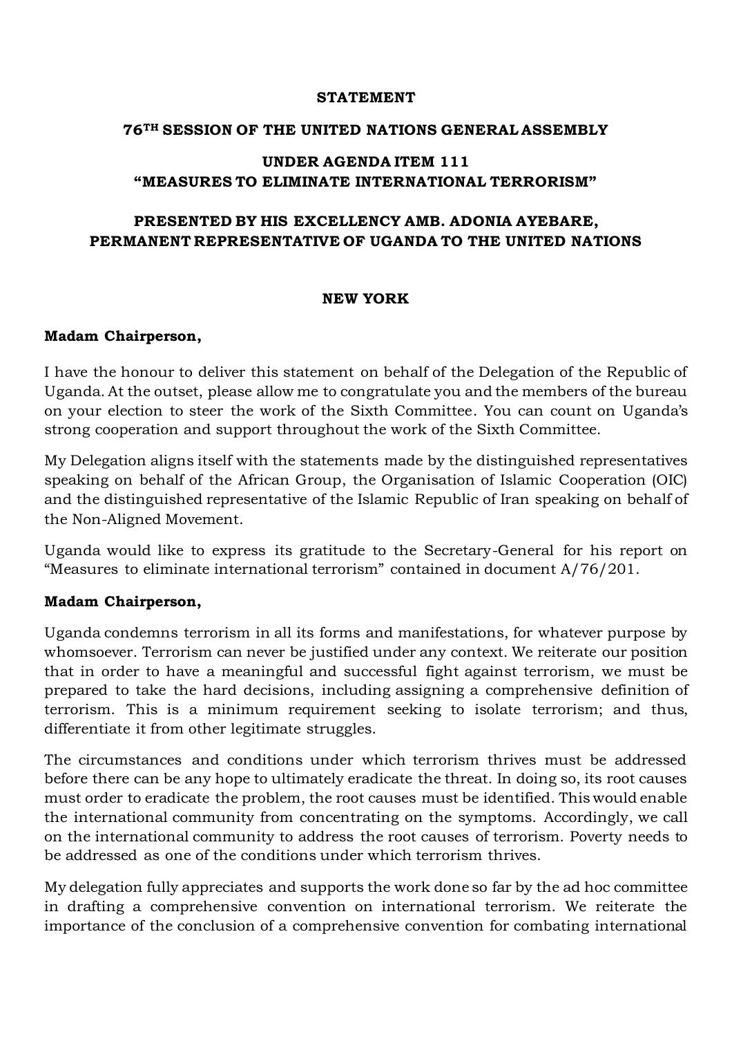**STATEMENT**

**76TH SESSION OF THE UNITED NATIONS GENERAL ASSEMBLY**

**UNDER AGENDA ITEM 111**
**"MEASURES TO ELIMINATE INTERNATIONAL TERRORISM"**

**PRESENTED BY HIS EXCELLENCY AMB. ADONIA AYEBARE,**
**PERMANENT REPRESENTATIVE OF UGANDA TO THE UNITED NATIONS**

**NEW YORK**

**Madam Chairperson,**

I have the honour to deliver this statement on behalf of the Delegation of the Republic of Uganda. At the outset, please allow me to congratulate you and the members of the bureau on your election to steer the work of the Sixth Committee. You can count on Uganda's strong cooperation and support throughout the work of the Sixth Committee.

My Delegation aligns itself with the statements made by the distinguished representatives speaking on behalf of the African Group, the Organisation of Islamic Cooperation (OIC) and the distinguished representative of the Islamic Republic of Iran speaking on behalf of the Non-Aligned Movement.

Uganda would like to express its gratitude to the Secretary-General for his report on "Measures to eliminate international terrorism" contained in document A/76/201.

**Madam Chairperson,**

Uganda condemns terrorism in all its forms and manifestations, for whatever purpose by whomsoever. Terrorism can never be justified under any context. We reiterate our position that in order to have a meaningful and successful fight against terrorism, we must be prepared to take the hard decisions, including assigning a comprehensive definition of terrorism. This is a minimum requirement seeking to isolate terrorism; and thus, differentiate it from other legitimate struggles.

The circumstances and conditions under which terrorism thrives must be addressed before there can be any hope to ultimately eradicate the threat. In doing so, its root causes must order to eradicate the problem, the root causes must be identified. This would enable the international community from concentrating on the symptoms. Accordingly, we call on the international community to address the root causes of terrorism. Poverty needs to be addressed as one of the conditions under which terrorism thrives.

My delegation fully appreciates and supports the work done so far by the ad hoc committee in drafting a comprehensive convention on international terrorism. We reiterate the importance of the conclusion of a comprehensive convention for combating international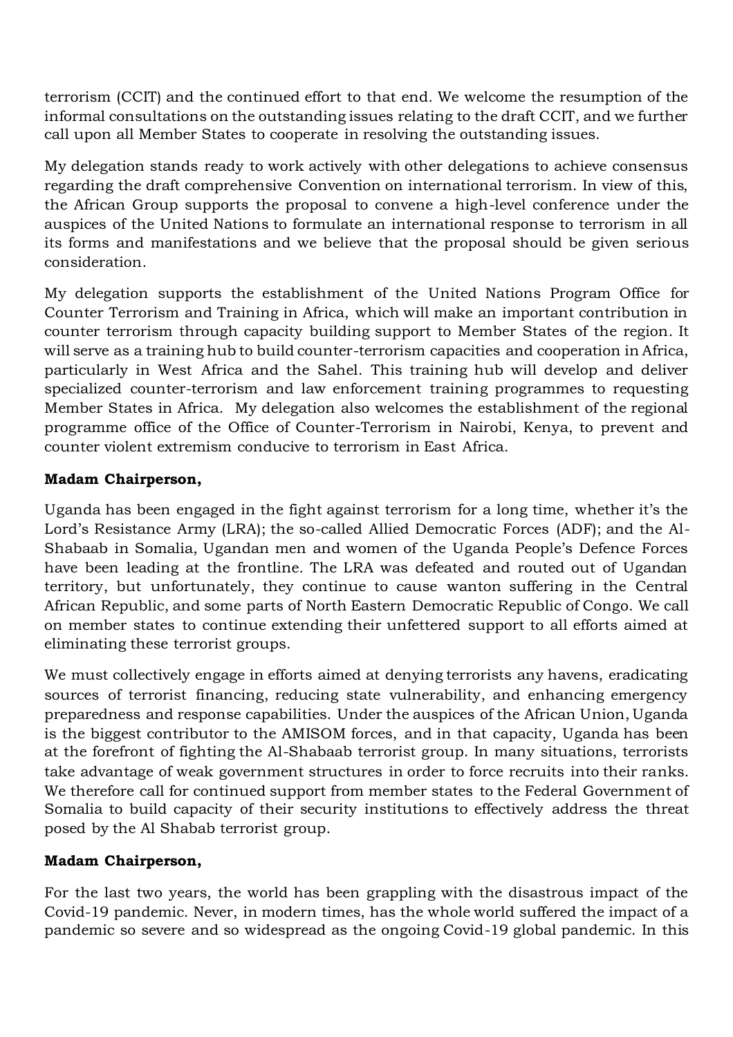terrorism (CCIT) and the continued effort to that end. We welcome the resumption of the informal consultations on the outstanding issues relating to the draft CCIT, and we further call upon all Member States to cooperate in resolving the outstanding issues.

My delegation stands ready to work actively with other delegations to achieve consensus regarding the draft comprehensive Convention on international terrorism. In view of this, the African Group supports the proposal to convene a high-level conference under the auspices of the United Nations to formulate an international response to terrorism in all its forms and manifestations and we believe that the proposal should be given serious consideration.

My delegation supports the establishment of the United Nations Program Office for Counter Terrorism and Training in Africa, which will make an important contribution in counter terrorism through capacity building support to Member States of the region. It will serve as a training hub to build counter-terrorism capacities and cooperation in Africa, particularly in West Africa and the Sahel. This training hub will develop and deliver specialized counter-terrorism and law enforcement training programmes to requesting Member States in Africa. My delegation also welcomes the establishment of the regional programme office of the Office of Counter-Terrorism in Nairobi, Kenya, to prevent and counter violent extremism conducive to terrorism in East Africa.

**Madam Chairperson,**

Uganda has been engaged in the fight against terrorism for a long time, whether it's the Lord's Resistance Army (LRA); the so-called Allied Democratic Forces (ADF); and the Al-Shabaab in Somalia, Ugandan men and women of the Uganda People's Defence Forces have been leading at the frontline. The LRA was defeated and routed out of Ugandan territory, but unfortunately, they continue to cause wanton suffering in the Central African Republic, and some parts of North Eastern Democratic Republic of Congo. We call on member states to continue extending their unfettered support to all efforts aimed at eliminating these terrorist groups.

We must collectively engage in efforts aimed at denying terrorists any havens, eradicating sources of terrorist financing, reducing state vulnerability, and enhancing emergency preparedness and response capabilities. Under the auspices of the African Union, Uganda is the biggest contributor to the AMISOM forces, and in that capacity, Uganda has been at the forefront of fighting the Al-Shabaab terrorist group. In many situations, terrorists take advantage of weak government structures in order to force recruits into their ranks. We therefore call for continued support from member states to the Federal Government of Somalia to build capacity of their security institutions to effectively address the threat posed by the Al Shabab terrorist group.

**Madam Chairperson,**

For the last two years, the world has been grappling with the disastrous impact of the Covid-19 pandemic. Never, in modern times, has the whole world suffered the impact of a pandemic so severe and so widespread as the ongoing Covid-19 global pandemic. In this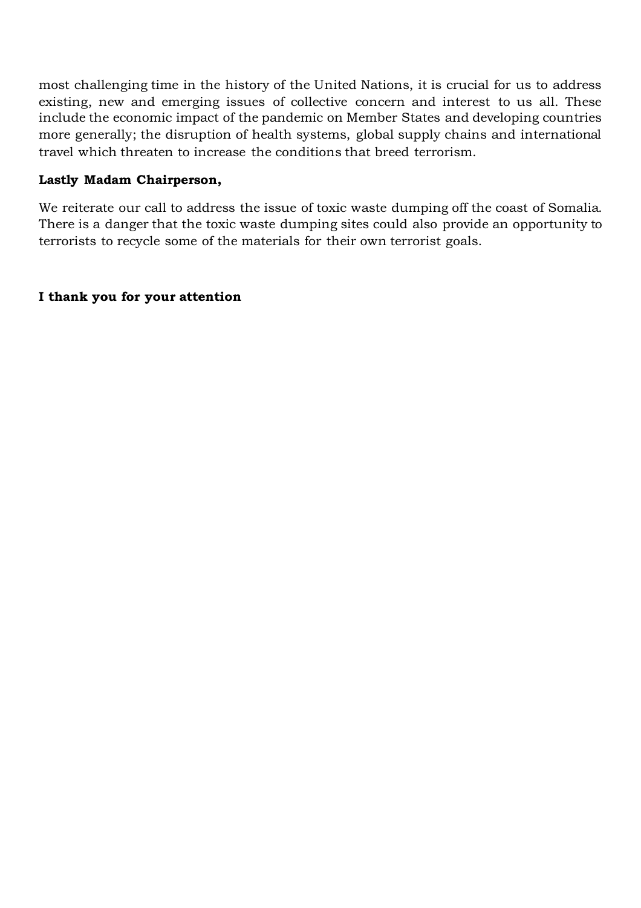most challenging time in the history of the United Nations, it is crucial for us to address existing, new and emerging issues of collective concern and interest to us all. These include the economic impact of the pandemic on Member States and developing countries more generally; the disruption of health systems, global supply chains and international travel which threaten to increase the conditions that breed terrorism.

**Lastly Madam Chairperson,**

We reiterate our call to address the issue of toxic waste dumping off the coast of Somalia. There is a danger that the toxic waste dumping sites could also provide an opportunity to terrorists to recycle some of the materials for their own terrorist goals.

**I thank you for your attention**